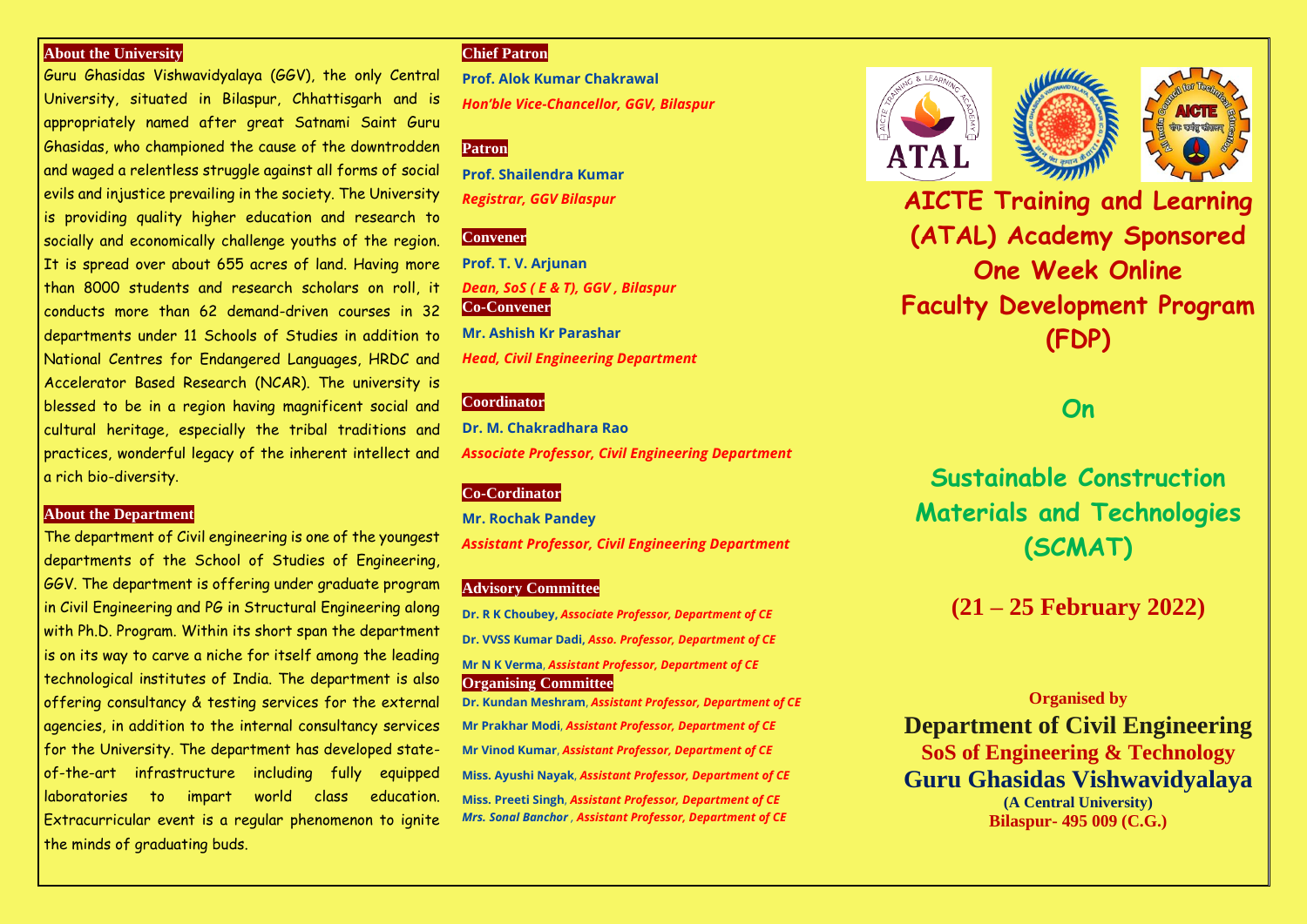## About the University

Guru Ghasidas Vishwavidyalaya (GGV), the only Central University, situated in Bilaspur, Chhattisgarh and is appropriately named after great Satnami Saint Guru Ghasidas, who championed the cause of the downtrodden and waged a relentless struggle against all forms of social evils and injustice prevailing in the society. The University is providing quality higher education and research to socially and economically challenge youths of the region. It is spread over about 655 acres of land. Having more than 8000 students and research scholars on roll, it conducts more than 62 demand-driven courses in 32 departments under 11 Schools of Studies in addition to National Centres for Endangered Languages, HRDC and Accelerator Based Research (NCAR). The university is blessed to be in a region having magnificent social and cultural heritage, especially the tribal traditions and practices, wonderful legacy of the inherent intellect and a rich bio-diversity.

## About the Department

The department of Civil engineering is one of the youngest departments of the School of Studies of Engineering, GGV. The department is offering under graduate program in Civil Engineering and PG in Structural Engineering along with Ph.D. Program. Within its short span the department is on its way to carve a niche for itself among the leading technological institutes of India. The department is also offering consultancy & testing services for the external agencies, in addition to the internal consultancy services for the University. The department has developed state-of-the-art infrastructure including fully equipped laboratories to impart world class education. Extracurricular event is a regular phenomenon to ignite the minds of graduating buds.

## Chief Patron

**Prof. Alok Kumar Chakrawal**
*Hon'ble Vice-Chancellor, GGV, Bilaspur*

## Patron

**Prof. Shailendra Kumar**
*Registrar, GGV Bilaspur*

## Convener

**Prof. T. V. Arjunan**
*Dean, SoS ( E & T), GGV , Bilaspur*

## Co-Convener

**Mr. Ashish Kr Parashar**
*Head, Civil Engineering Department*

## Coordinator

**Dr. M. Chakradhara Rao**
*Associate Professor, Civil Engineering Department*

## Co-Cordinator

**Mr. Rochak Pandey**
*Assistant Professor, Civil Engineering Department*

## Advisory Committee

**Dr. R K Choubey**, *Associate Professor, Department of CE*
**Dr. VVSS Kumar Dadi**, *Asso. Professor, Department of CE*
**Mr N K Verma**, *Assistant Professor, Department of CE*

## Organising Committee

**Dr. Kundan Meshram**, *Assistant Professor, Department of CE*
**Mr Prakhar Modi**, *Assistant Professor, Department of CE*
**Mr Vinod Kumar**, *Assistant Professor, Department of CE*
**Miss. Ayushi Nayak**, *Assistant Professor, Department of CE*
**Miss. Preeti Singh**, *Assistant Professor, Department of CE*
*Mrs. Sonal Banchor , Assistant Professor, Department of CE*

# AICTE Training and Learning (ATAL) Academy Sponsored One Week Online Faculty Development Program (FDP)

## On

# Sustainable Construction Materials and Technologies (SCMAT)

## (21 – 25 February 2022)

**Organised by**

**Department of Civil Engineering**
**SoS of Engineering & Technology**
**Guru Ghasidas Vishwavidyalaya**
**(A Central University)**
**Bilaspur- 495 009 (C.G.)**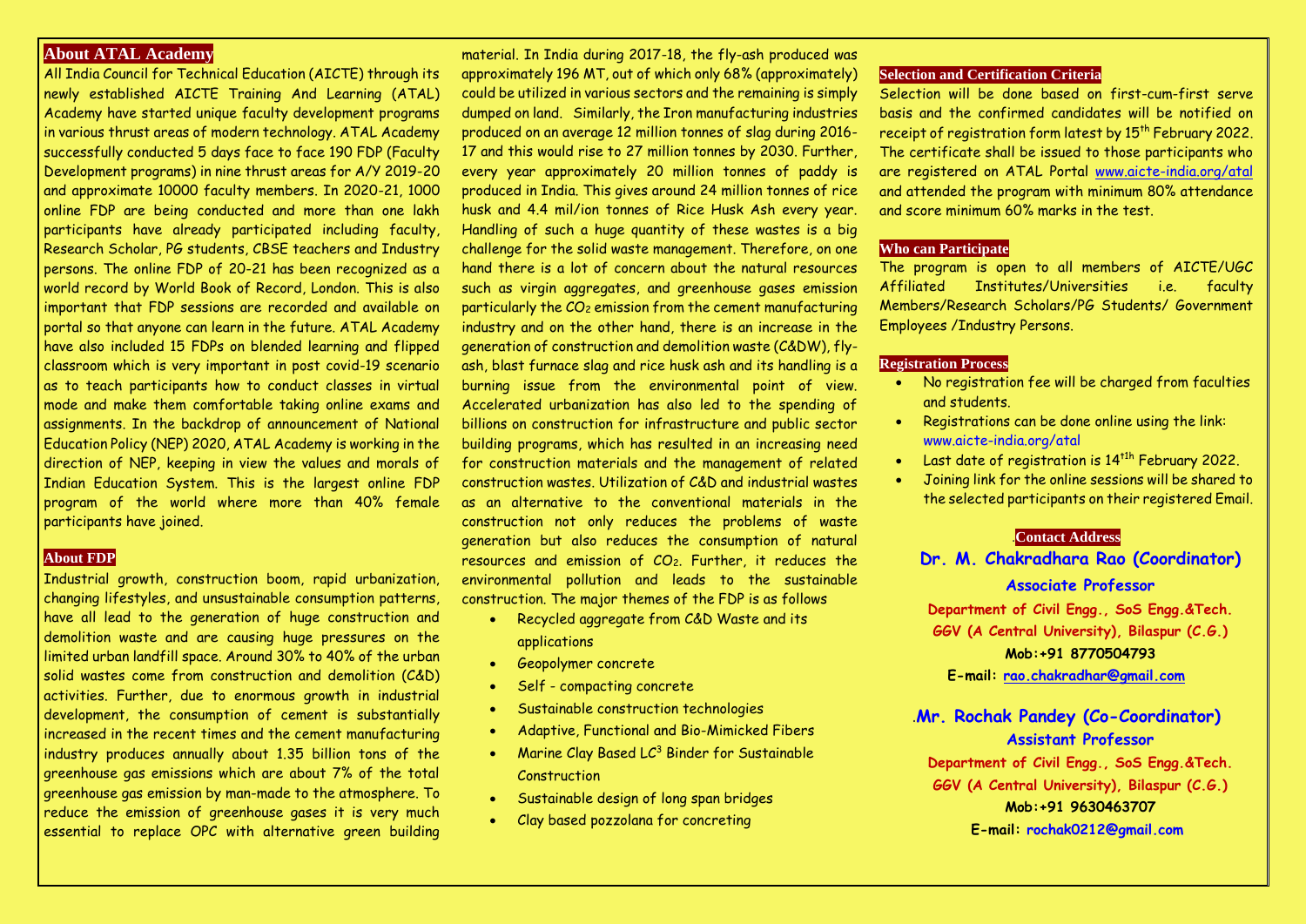## About ATAL Academy

All India Council for Technical Education (AICTE) through its newly established AICTE Training And Learning (ATAL) Academy have started unique faculty development programs in various thrust areas of modern technology. ATAL Academy successfully conducted 5 days face to face 190 FDP (Faculty Development programs) in nine thrust areas for A/Y 2019-20 and approximate 10000 faculty members. In 2020-21, 1000 online FDP are being conducted and more than one lakh participants have already participated including faculty, Research Scholar, PG students, CBSE teachers and Industry persons. The online FDP of 20-21 has been recognized as a world record by World Book of Record, London. This is also important that FDP sessions are recorded and available on portal so that anyone can learn in the future. ATAL Academy have also included 15 FDPs on blended learning and flipped classroom which is very important in post covid-19 scenario as to teach participants how to conduct classes in virtual mode and make them comfortable taking online exams and assignments. In the backdrop of announcement of National Education Policy (NEP) 2020, ATAL Academy is working in the direction of NEP, keeping in view the values and morals of Indian Education System. This is the largest online FDP program of the world where more than 40% female participants have joined.

## About FDP

Industrial growth, construction boom, rapid urbanization, changing lifestyles, and unsustainable consumption patterns, have all lead to the generation of huge construction and demolition waste and are causing huge pressures on the limited urban landfill space. Around 30% to 40% of the urban solid wastes come from construction and demolition (C&D) activities. Further, due to enormous growth in industrial development, the consumption of cement is substantially increased in the recent times and the cement manufacturing industry produces annually about 1.35 billion tons of the greenhouse gas emissions which are about 7% of the total greenhouse gas emission by man-made to the atmosphere. To reduce the emission of greenhouse gases it is very much essential to replace OPC with alternative green building material. In India during 2017-18, the fly-ash produced was approximately 196 MT, out of which only 68% (approximately) could be utilized in various sectors and the remaining is simply dumped on land. Similarly, the Iron manufacturing industries produced on an average 12 million tonnes of slag during 2016-17 and this would rise to 27 million tonnes by 2030. Further, every year approximately 20 million tonnes of paddy is produced in India. This gives around 24 million tonnes of rice husk and 4.4 mil/ion tonnes of Rice Husk Ash every year. Handling of such a huge quantity of these wastes is a big challenge for the solid waste management. Therefore, on one hand there is a lot of concern about the natural resources such as virgin aggregates, and greenhouse gases emission particularly the $CO_2$ emission from the cement manufacturing industry and on the other hand, there is an increase in the generation of construction and demolition waste (C&DW), fly-ash, blast furnace slag and rice husk ash and its handling is a burning issue from the environmental point of view. Accelerated urbanization has also led to the spending of billions on construction for infrastructure and public sector building programs, which has resulted in an increasing need for construction materials and the management of related construction wastes. Utilization of C&D and industrial wastes as an alternative to the conventional materials in the construction not only reduces the problems of waste generation but also reduces the consumption of natural resources and emission of $CO_2$. Further, it reduces the environmental pollution and leads to the sustainable construction. The major themes of the FDP is as follows

- Recycled aggregate from C&D Waste and its applications
- Geopolymer concrete
- Self - compacting concrete
- Sustainable construction technologies
- Adaptive, Functional and Bio-Mimicked Fibers
- Marine Clay Based $LC^3$ Binder for Sustainable Construction
- Sustainable design of long span bridges
- Clay based pozzolana for concreting

## Selection and Certification Criteria

Selection will be done based on first-cum-first serve basis and the confirmed candidates will be notified on receipt of registration form latest by 15th February 2022. The certificate shall be issued to those participants who are registered on ATAL Portal www.aicte-india.org/atal and attended the program with minimum 80% attendance and score minimum 60% marks in the test.

## Who can Participate

The program is open to all members of AICTE/UGC Affiliated Institutes/Universities i.e. faculty Members/Research Scholars/PG Students/ Government Employees /Industry Persons.

## Registration Process

- No registration fee will be charged from faculties and students.
- Registrations can be done online using the link: www.aicte-india.org/atal
- Last date of registration is 14th February 2022.
- Joining link for the online sessions will be shared to the selected participants on their registered Email.

## Contact Address

**Dr. M. Chakradhara Rao (Coordinator)**
**Associate Professor**
**Department of Civil Engg., SoS Engg.&Tech.**
**GGV (A Central University), Bilaspur (C.G.)**
**Mob:+91 8770504793**
**E-mail: rao.chakradhar@gmail.com**

**Mr. Rochak Pandey (Co-Coordinator)**
**Assistant Professor**
**Department of Civil Engg., SoS Engg.&Tech.**
**GGV (A Central University), Bilaspur (C.G.)**
**Mob:+91 9630463707**
**E-mail: rochak0212@gmail.com**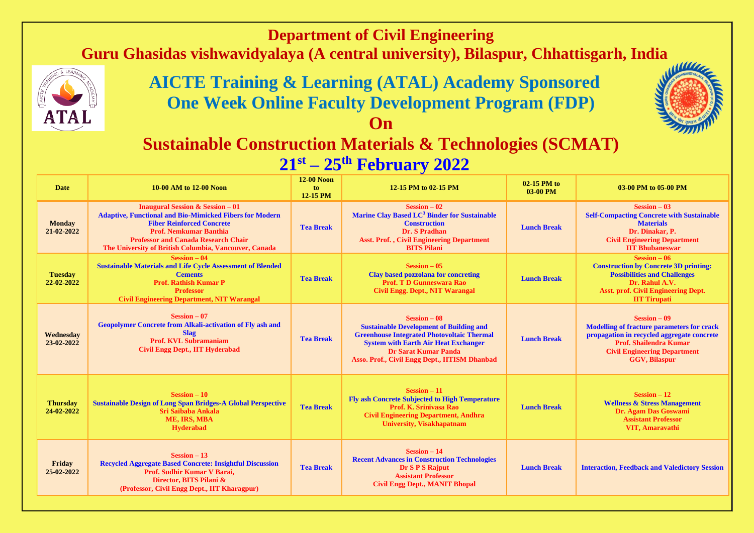# Department of Civil Engineering

## Guru Ghasidas vishwavidyalaya (A central university), Bilaspur, Chhattisgarh, India

## AICTE Training & Learning (ATAL) Academy Sponsored One Week Online Faculty Development Program (FDP)

## On

## Sustainable Construction Materials & Technologies (SCMAT)

## 21st – 25th February 2022

| Date | 10-00 AM to 12-00 Noon | 12-00 Noon to 12-15 PM | 12-15 PM to 02-15 PM | 02-15 PM to 03-00 PM | 03-00 PM to 05-00 PM |
|---|---|---|---|---|---|
| **Monday** 21-02-2022 | **Inaugural Session & Session – 01** Adaptive, Functional and Bio-Mimicked Fibers for Modern Fiber Reinforced Concrete Prof. Nemkumar Banthia Professor and Canada Research Chair The University of British Columbia, Vancouver, Canada | Tea Break | **Session – 02** Marine Clay Based $LC^3$ Binder for Sustainable Construction Dr. S Pradhan Asst. Prof. , Civil Engineering Department BITS Pilani | Lunch Break | **Session – 03** Self-Compacting Concrete with Sustainable Materials Dr. Dinakar, P. Civil Engineering Department IIT Bhubaneswar |
| **Tuesday** 22-02-2022 | **Session – 04** Sustainable Materials and Life Cycle Assessment of Blended Cements Prof. Rathish Kumar P Professor Civil Engineering Department, NIT Warangal | Tea Break | **Session – 05** Clay based pozzolana for concreting Prof. T D Gunneswara Rao Civil Engg. Dept., NIT Warangal | Lunch Break | **Session – 06** Construction by Concrete 3D printing: Possibilities and Challenges Dr. Rahul A.V. Asst. prof. Civil Engineering Dept. IIT Tirupati |
| **Wednesday** 23-02-2022 | **Session – 07** Geopolymer Concrete from Alkali-activation of Fly ash and Slag Prof. KVL Subramaniam Civil Engg Dept., IIT Hyderabad | Tea Break | **Session – 08** Sustainable Development of Building and Greenhouse Integrated Photovoltaic Thermal System with Earth Air Heat Exchanger Dr Sarat Kumar Panda Asso. Prof., Civil Engg Dept., IITISM Dhanbad | Lunch Break | **Session – 09** Modelling of fracture parameters for crack propagation in recycled aggregate concrete Prof. Shailendra Kumar Civil Engineering Department GGV, Bilaspur |
| **Thursday** 24-02-2022 | **Session – 10** Sustainable Design of Long Span Bridges-A Global Perspective Sri Saibaba Ankala ME, IRS, MBA Hyderabad | Tea Break | **Session – 11** Fly ash Concrete Subjected to High Temperature Prof. K. Srinivasa Rao Civil Engineering Department, Andhra University, Visakhapatnam | Lunch Break | **Session – 12** Wellness & Stress Management Dr. Agam Das Goswami Assistant Professor VIT, Amaravathi |
| **Friday** 25-02-2022 | **Session – 13** Recycled Aggregate Based Concrete: Insightful Discussion Prof. Sudhir Kumar V Barai, Director, BITS Pilani & (Professor, Civil Engg Dept., IIT Kharagpur) | Tea Break | **Session – 14** Recent Advances in Construction Technologies Dr S P S Rajput Assistant Professor Civil Engg Dept., MANIT Bhopal | Lunch Break | Interaction, Feedback and Valedictory Session |